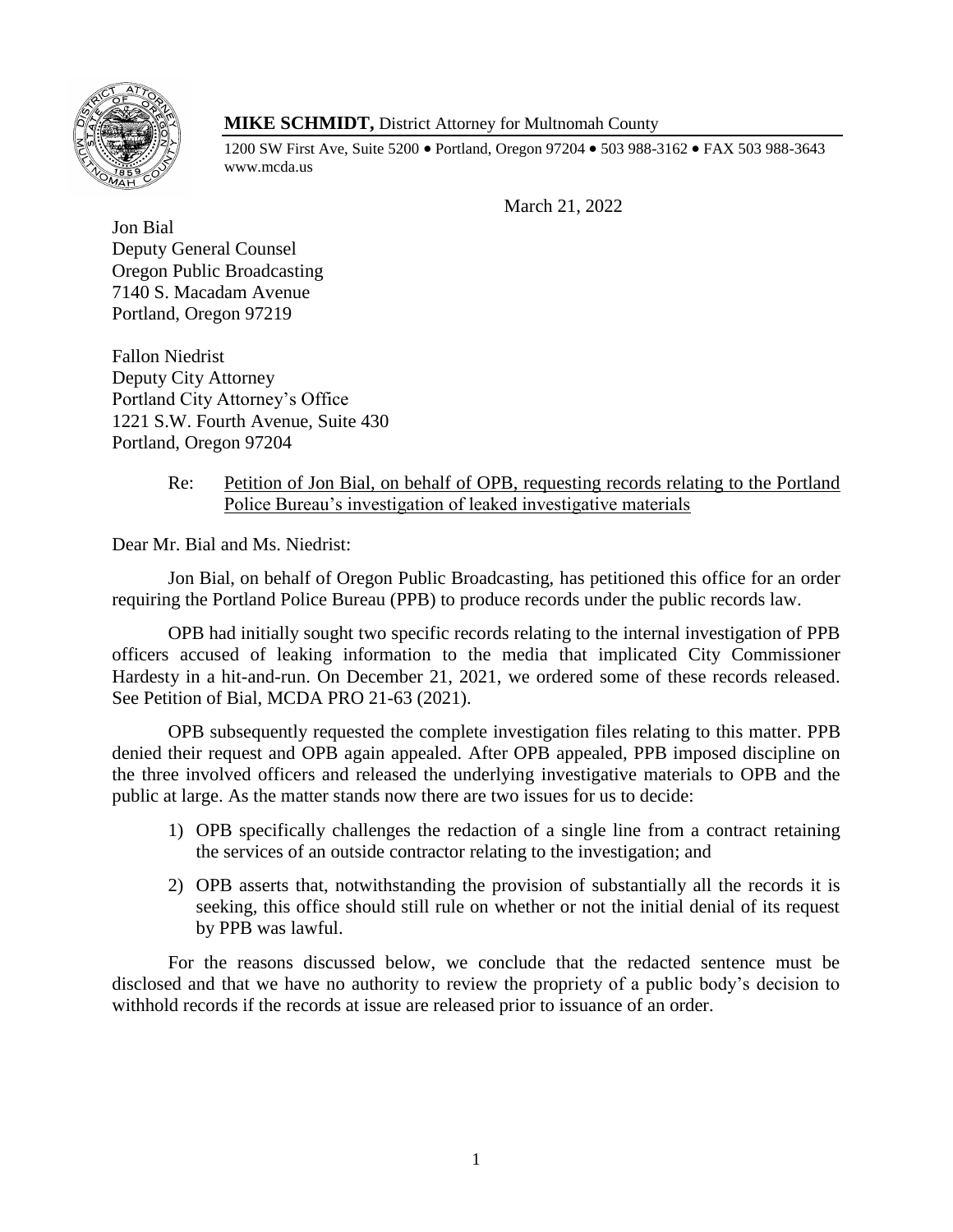**MIKE SCHMIDT,** District Attorney for Multnomah County

1200 SW First Ave, Suite 5200 • Portland, Oregon 97204 • 503 988-3162 • FAX 503 988-3643
www.mcda.us

March 21, 2022

Jon Bial
Deputy General Counsel
Oregon Public Broadcasting
7140 S. Macadam Avenue
Portland, Oregon 97219

Fallon Niedrist
Deputy City Attorney
Portland City Attorney's Office
1221 S.W. Fourth Avenue, Suite 430
Portland, Oregon 97204

Re: Petition of Jon Bial, on behalf of OPB, requesting records relating to the Portland Police Bureau's investigation of leaked investigative materials

Dear Mr. Bial and Ms. Niedrist:

Jon Bial, on behalf of Oregon Public Broadcasting, has petitioned this office for an order requiring the Portland Police Bureau (PPB) to produce records under the public records law.

OPB had initially sought two specific records relating to the internal investigation of PPB officers accused of leaking information to the media that implicated City Commissioner Hardesty in a hit-and-run. On December 21, 2021, we ordered some of these records released. See Petition of Bial, MCDA PRO 21-63 (2021).

OPB subsequently requested the complete investigation files relating to this matter. PPB denied their request and OPB again appealed. After OPB appealed, PPB imposed discipline on the three involved officers and released the underlying investigative materials to OPB and the public at large. As the matter stands now there are two issues for us to decide:

1) OPB specifically challenges the redaction of a single line from a contract retaining the services of an outside contractor relating to the investigation; and
2) OPB asserts that, notwithstanding the provision of substantially all the records it is seeking, this office should still rule on whether or not the initial denial of its request by PPB was lawful.

For the reasons discussed below, we conclude that the redacted sentence must be disclosed and that we have no authority to review the propriety of a public body's decision to withhold records if the records at issue are released prior to issuance of an order.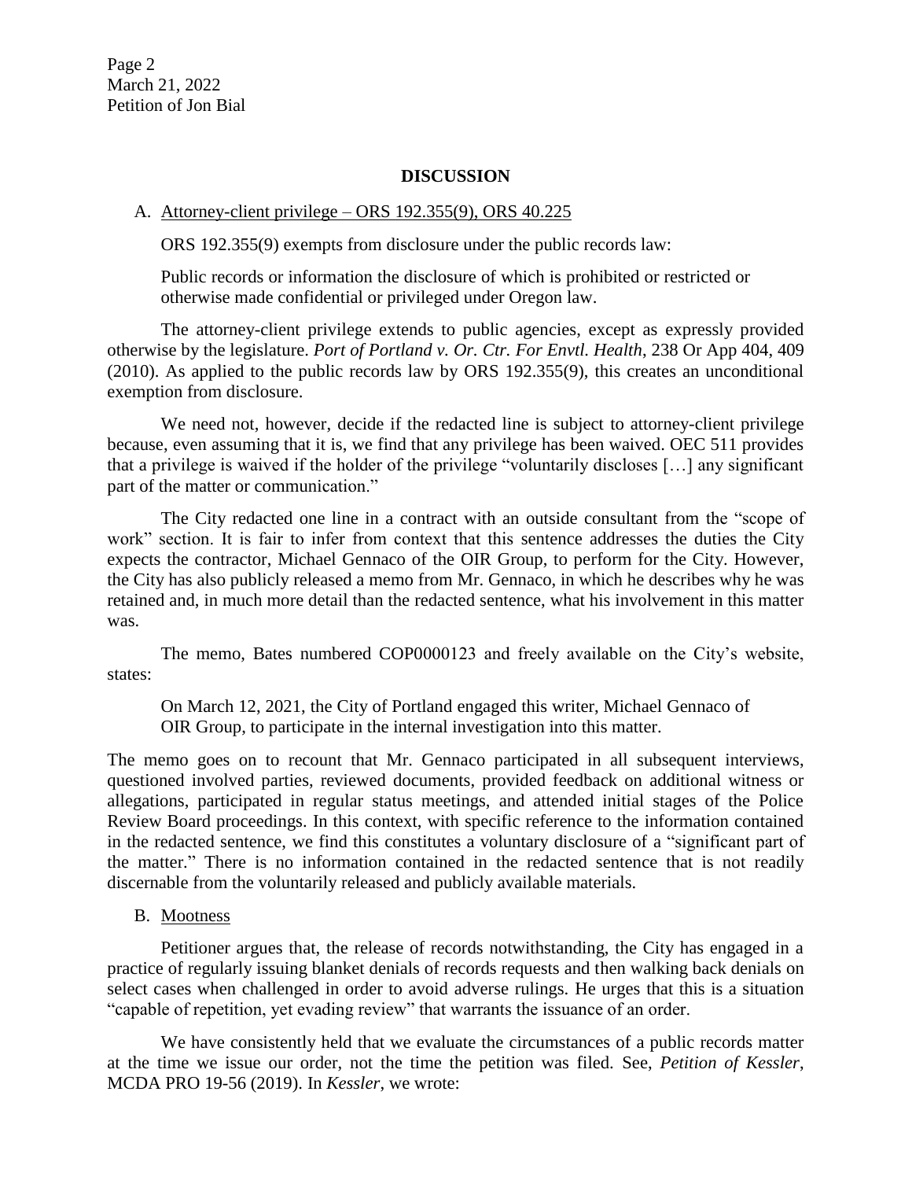## DISCUSSION

### A. Attorney-client privilege – ORS 192.355(9), ORS 40.225

ORS 192.355(9) exempts from disclosure under the public records law:

> Public records or information the disclosure of which is prohibited or restricted or otherwise made confidential or privileged under Oregon law.

The attorney-client privilege extends to public agencies, except as expressly provided otherwise by the legislature. *Port of Portland v. Or. Ctr. For Envtl. Health*, 238 Or App 404, 409 (2010). As applied to the public records law by ORS 192.355(9), this creates an unconditional exemption from disclosure.

We need not, however, decide if the redacted line is subject to attorney-client privilege because, even assuming that it is, we find that any privilege has been waived. OEC 511 provides that a privilege is waived if the holder of the privilege "voluntarily discloses […] any significant part of the matter or communication."

The City redacted one line in a contract with an outside consultant from the "scope of work" section. It is fair to infer from context that this sentence addresses the duties the City expects the contractor, Michael Gennaco of the OIR Group, to perform for the City. However, the City has also publicly released a memo from Mr. Gennaco, in which he describes why he was retained and, in much more detail than the redacted sentence, what his involvement in this matter was.

The memo, Bates numbered COP0000123 and freely available on the City's website, states:

> On March 12, 2021, the City of Portland engaged this writer, Michael Gennaco of OIR Group, to participate in the internal investigation into this matter.

The memo goes on to recount that Mr. Gennaco participated in all subsequent interviews, questioned involved parties, reviewed documents, provided feedback on additional witness or allegations, participated in regular status meetings, and attended initial stages of the Police Review Board proceedings. In this context, with specific reference to the information contained in the redacted sentence, we find this constitutes a voluntary disclosure of a "significant part of the matter." There is no information contained in the redacted sentence that is not readily discernable from the voluntarily released and publicly available materials.

### B. Mootness

Petitioner argues that, the release of records notwithstanding, the City has engaged in a practice of regularly issuing blanket denials of records requests and then walking back denials on select cases when challenged in order to avoid adverse rulings. He urges that this is a situation "capable of repetition, yet evading review" that warrants the issuance of an order.

We have consistently held that we evaluate the circumstances of a public records matter at the time we issue our order, not the time the petition was filed. See, *Petition of Kessler*, MCDA PRO 19-56 (2019). In *Kessler*, we wrote: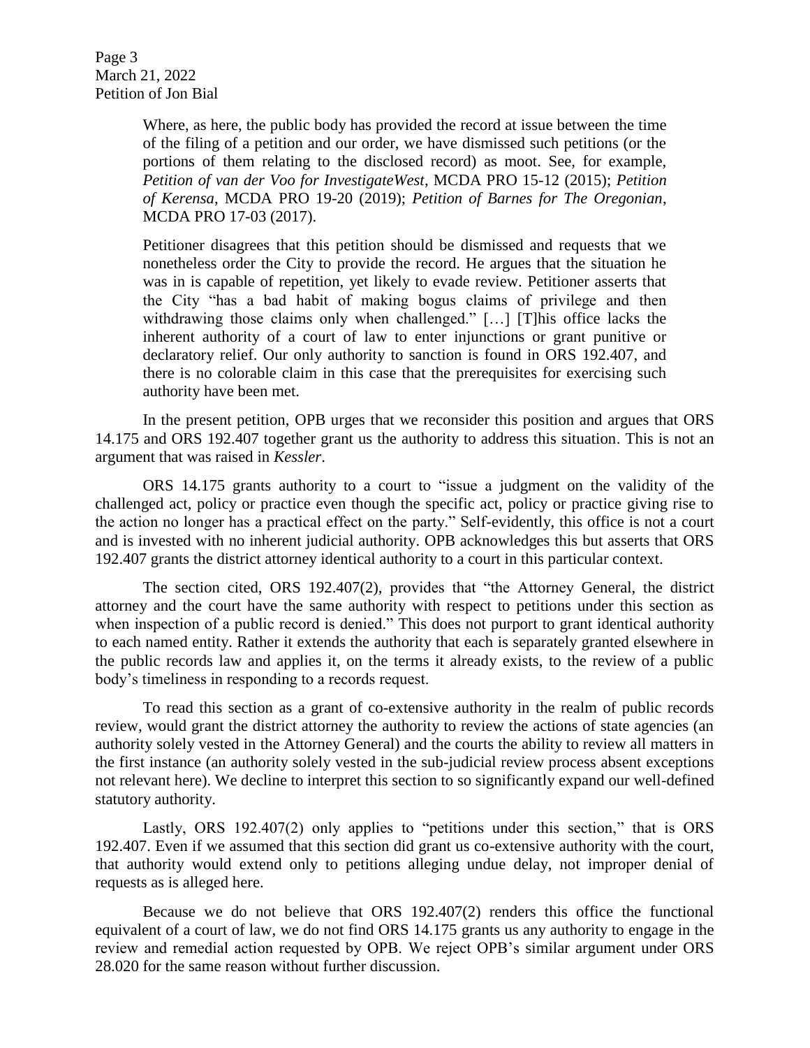> Where, as here, the public body has provided the record at issue between the time of the filing of a petition and our order, we have dismissed such petitions (or the portions of them relating to the disclosed record) as moot. See, for example, *Petition of van der Voo for InvestigateWest*, MCDA PRO 15-12 (2015); *Petition of Kerensa*, MCDA PRO 19-20 (2019); *Petition of Barnes for The Oregonian*, MCDA PRO 17-03 (2017).
>
> Petitioner disagrees that this petition should be dismissed and requests that we nonetheless order the City to provide the record. He argues that the situation he was in is capable of repetition, yet likely to evade review. Petitioner asserts that the City "has a bad habit of making bogus claims of privilege and then withdrawing those claims only when challenged." […] [T]his office lacks the inherent authority of a court of law to enter injunctions or grant punitive or declaratory relief. Our only authority to sanction is found in ORS 192.407, and there is no colorable claim in this case that the prerequisites for exercising such authority have been met.

In the present petition, OPB urges that we reconsider this position and argues that ORS 14.175 and ORS 192.407 together grant us the authority to address this situation. This is not an argument that was raised in *Kessler*.

ORS 14.175 grants authority to a court to "issue a judgment on the validity of the challenged act, policy or practice even though the specific act, policy or practice giving rise to the action no longer has a practical effect on the party." Self-evidently, this office is not a court and is invested with no inherent judicial authority. OPB acknowledges this but asserts that ORS 192.407 grants the district attorney identical authority to a court in this particular context.

The section cited, ORS 192.407(2), provides that "the Attorney General, the district attorney and the court have the same authority with respect to petitions under this section as when inspection of a public record is denied." This does not purport to grant identical authority to each named entity. Rather it extends the authority that each is separately granted elsewhere in the public records law and applies it, on the terms it already exists, to the review of a public body's timeliness in responding to a records request.

To read this section as a grant of co-extensive authority in the realm of public records review, would grant the district attorney the authority to review the actions of state agencies (an authority solely vested in the Attorney General) and the courts the ability to review all matters in the first instance (an authority solely vested in the sub-judicial review process absent exceptions not relevant here). We decline to interpret this section to so significantly expand our well-defined statutory authority.

Lastly, ORS 192.407(2) only applies to "petitions under this section," that is ORS 192.407. Even if we assumed that this section did grant us co-extensive authority with the court, that authority would extend only to petitions alleging undue delay, not improper denial of requests as is alleged here.

Because we do not believe that ORS 192.407(2) renders this office the functional equivalent of a court of law, we do not find ORS 14.175 grants us any authority to engage in the review and remedial action requested by OPB. We reject OPB's similar argument under ORS 28.020 for the same reason without further discussion.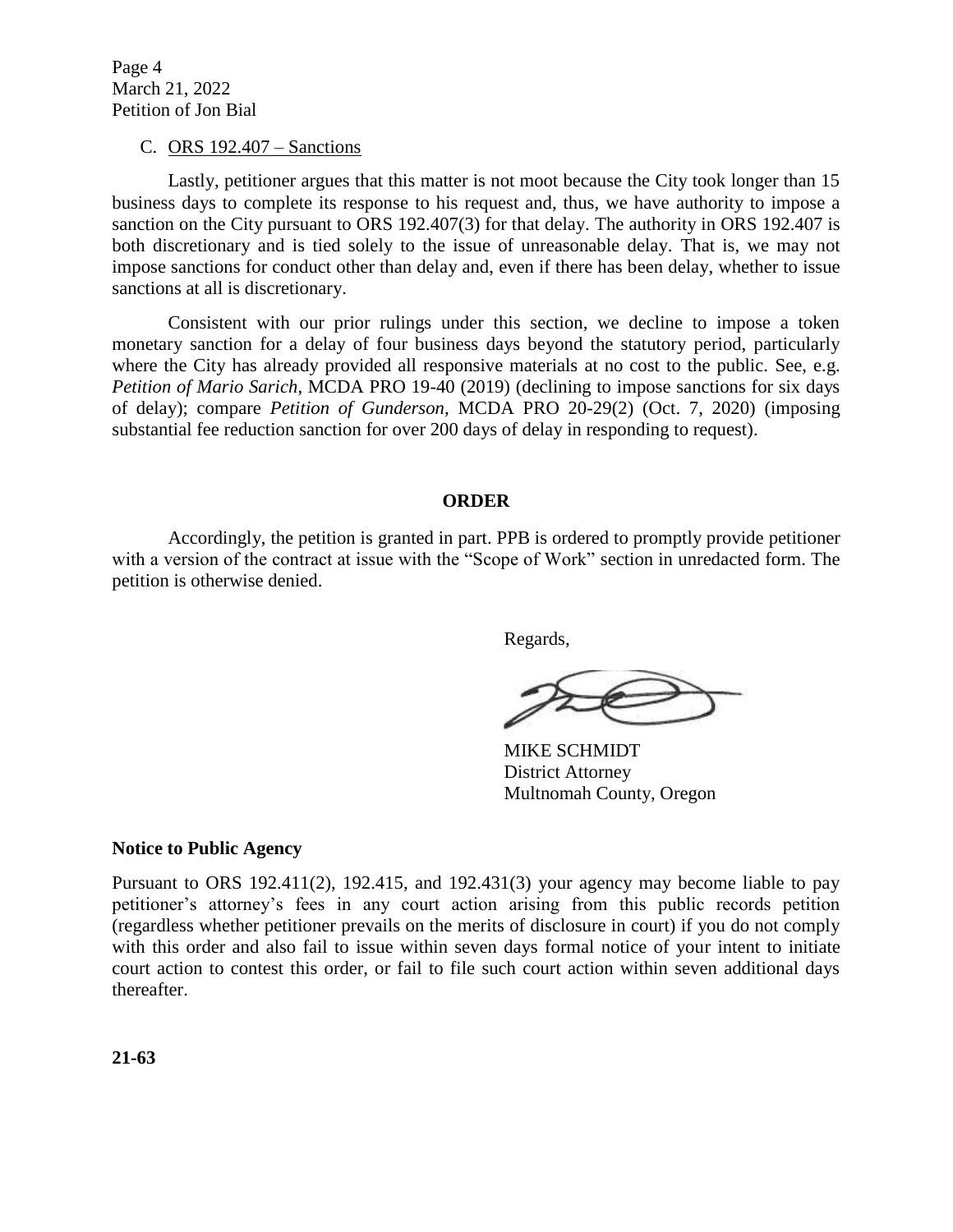### C. ORS 192.407 – Sanctions

Lastly, petitioner argues that this matter is not moot because the City took longer than 15 business days to complete its response to his request and, thus, we have authority to impose a sanction on the City pursuant to ORS 192.407(3) for that delay. The authority in ORS 192.407 is both discretionary and is tied solely to the issue of unreasonable delay. That is, we may not impose sanctions for conduct other than delay and, even if there has been delay, whether to issue sanctions at all is discretionary.

Consistent with our prior rulings under this section, we decline to impose a token monetary sanction for a delay of four business days beyond the statutory period, particularly where the City has already provided all responsive materials at no cost to the public. See, e.g. *Petition of Mario Sarich*, MCDA PRO 19-40 (2019) (declining to impose sanctions for six days of delay); compare *Petition of Gunderson*, MCDA PRO 20-29(2) (Oct. 7, 2020) (imposing substantial fee reduction sanction for over 200 days of delay in responding to request).

## ORDER

Accordingly, the petition is granted in part. PPB is ordered to promptly provide petitioner with a version of the contract at issue with the "Scope of Work" section in unredacted form. The petition is otherwise denied.

Regards,

MIKE SCHMIDT
District Attorney
Multnomah County, Oregon

**Notice to Public Agency**

Pursuant to ORS 192.411(2), 192.415, and 192.431(3) your agency may become liable to pay petitioner's attorney's fees in any court action arising from this public records petition (regardless whether petitioner prevails on the merits of disclosure in court) if you do not comply with this order and also fail to issue within seven days formal notice of your intent to initiate court action to contest this order, or fail to file such court action within seven additional days thereafter.

**21-63**